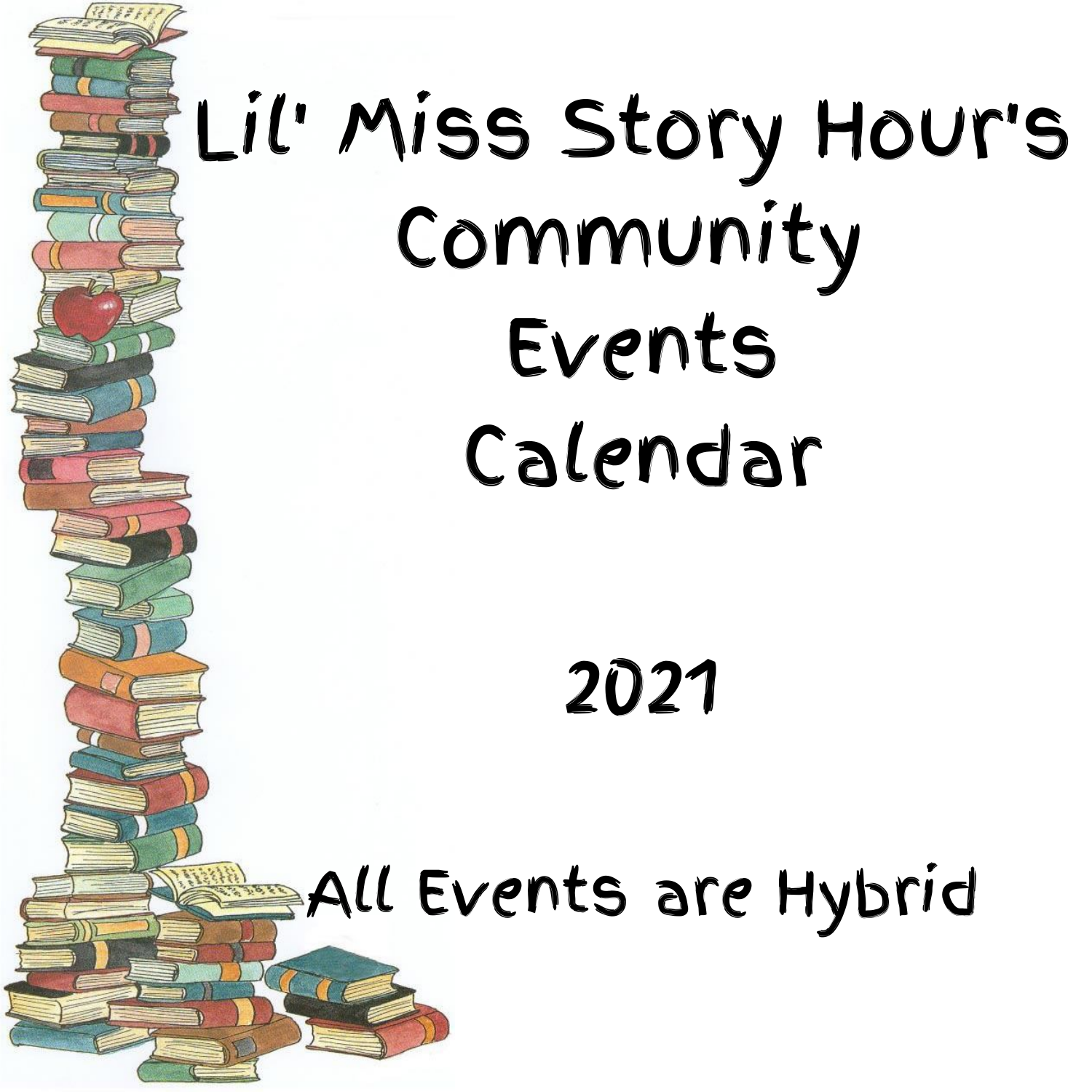# Lil' Miss Story Hour's Community Events Calendar

## 2021

All Events are Hybrid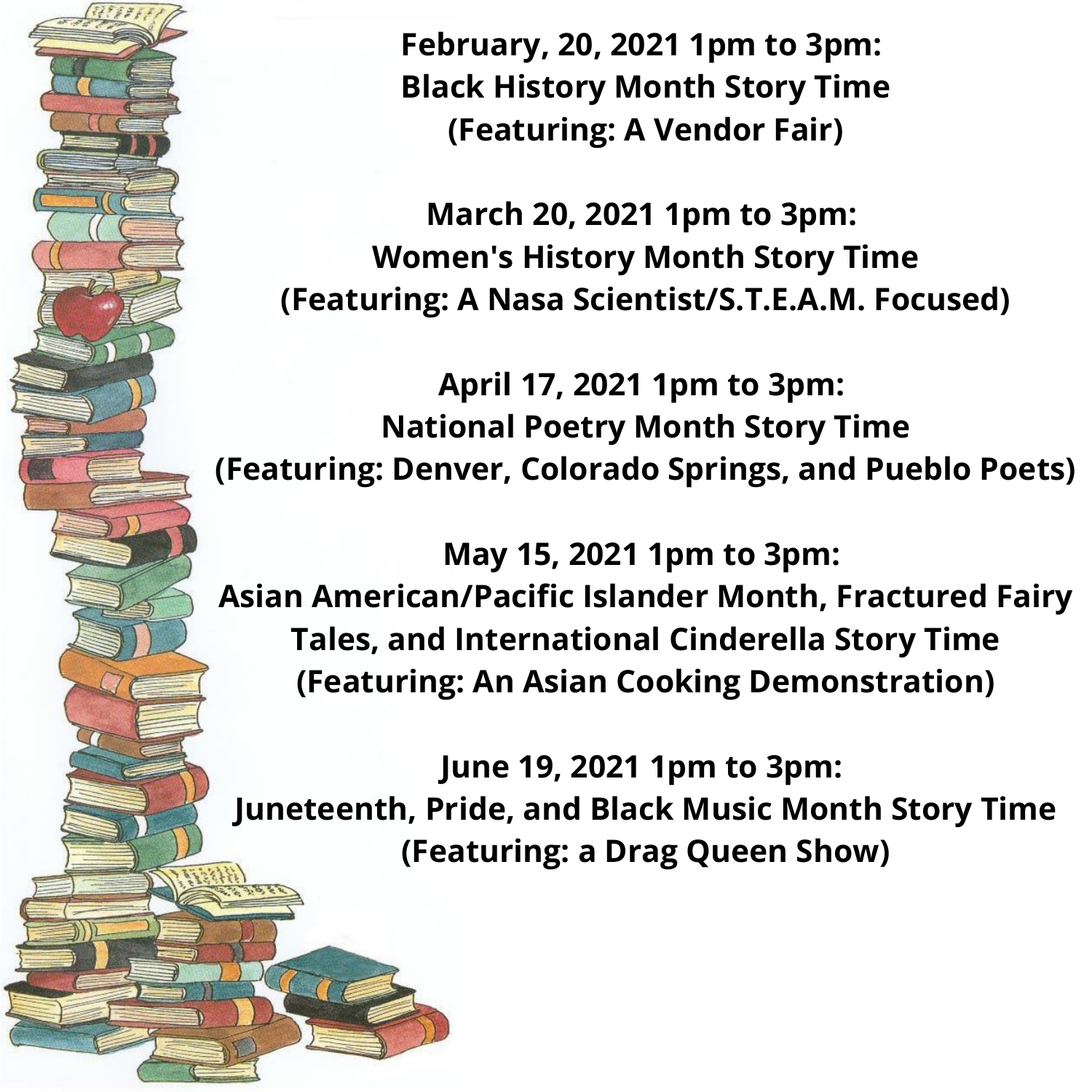**February, 20, 2021 1pm to 3pm:**
**Black History Month Story Time**
**(Featuring: A Vendor Fair)**

**March 20, 2021 1pm to 3pm:**
**Women's History Month Story Time**
**(Featuring: A Nasa Scientist/S.T.E.A.M. Focused)**

**April 17, 2021 1pm to 3pm:**
**National Poetry Month Story Time**
**(Featuring: Denver, Colorado Springs, and Pueblo Poets)**

**May 15, 2021 1pm to 3pm:**
**Asian American/Pacific Islander Month, Fractured Fairy Tales, and International Cinderella Story Time**
**(Featuring: An Asian Cooking Demonstration)**

**June 19, 2021 1pm to 3pm:**
**Juneteenth, Pride, and Black Music Month Story Time**
**(Featuring: a Drag Queen Show)**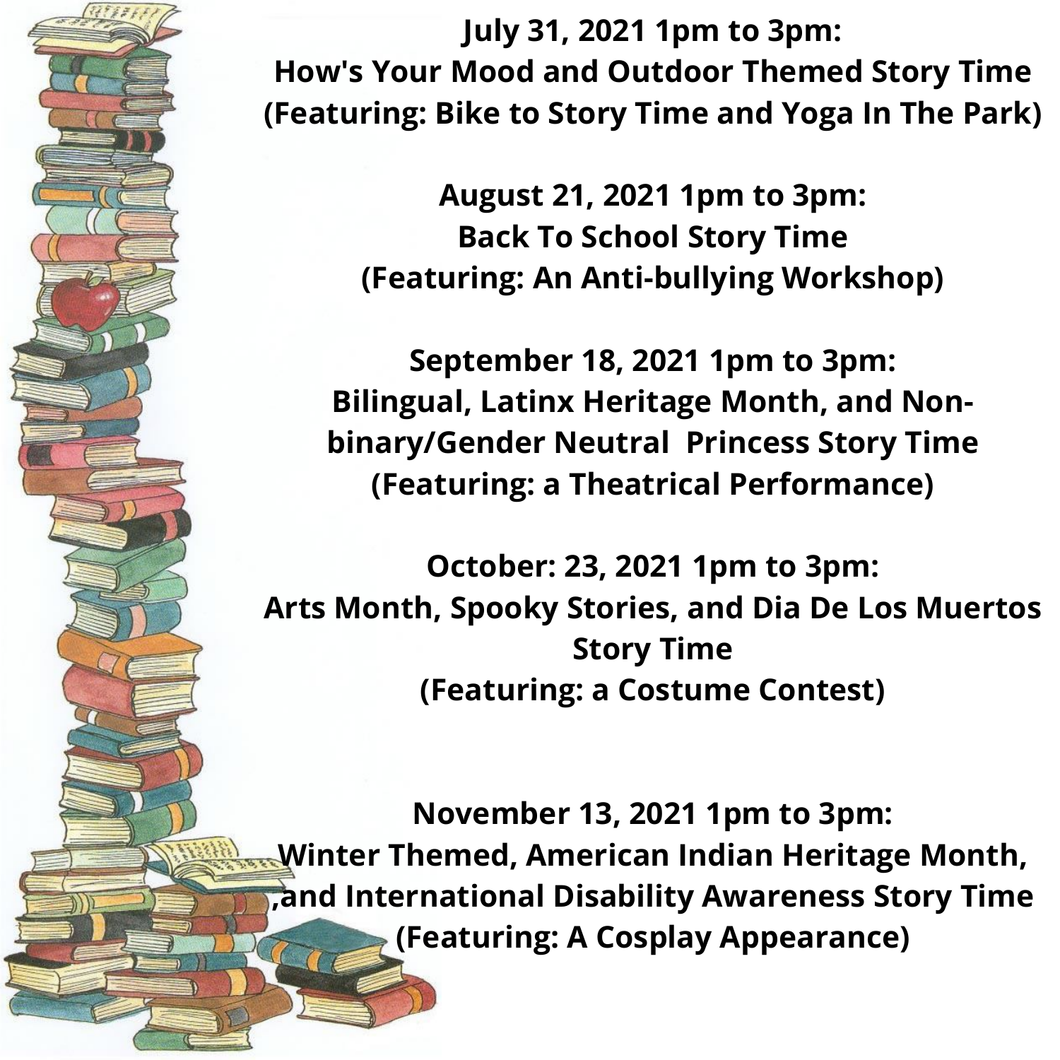**July 31, 2021 1pm to 3pm:**
**How's Your Mood and Outdoor Themed Story Time**
**(Featuring: Bike to Story Time and Yoga In The Park)**

**August 21, 2021 1pm to 3pm:**
**Back To School Story Time**
**(Featuring: An Anti-bullying Workshop)**

**September 18, 2021 1pm to 3pm:**
**Bilingual, Latinx Heritage Month, and Non-binary/Gender Neutral Princess Story Time**
**(Featuring: a Theatrical Performance)**

**October: 23, 2021 1pm to 3pm:**
**Arts Month, Spooky Stories, and Dia De Los Muertos Story Time**
**(Featuring: a Costume Contest)**

**November 13, 2021 1pm to 3pm:**
**Winter Themed, American Indian Heritage Month, ,and International Disability Awareness Story Time**
**(Featuring: A Cosplay Appearance)**